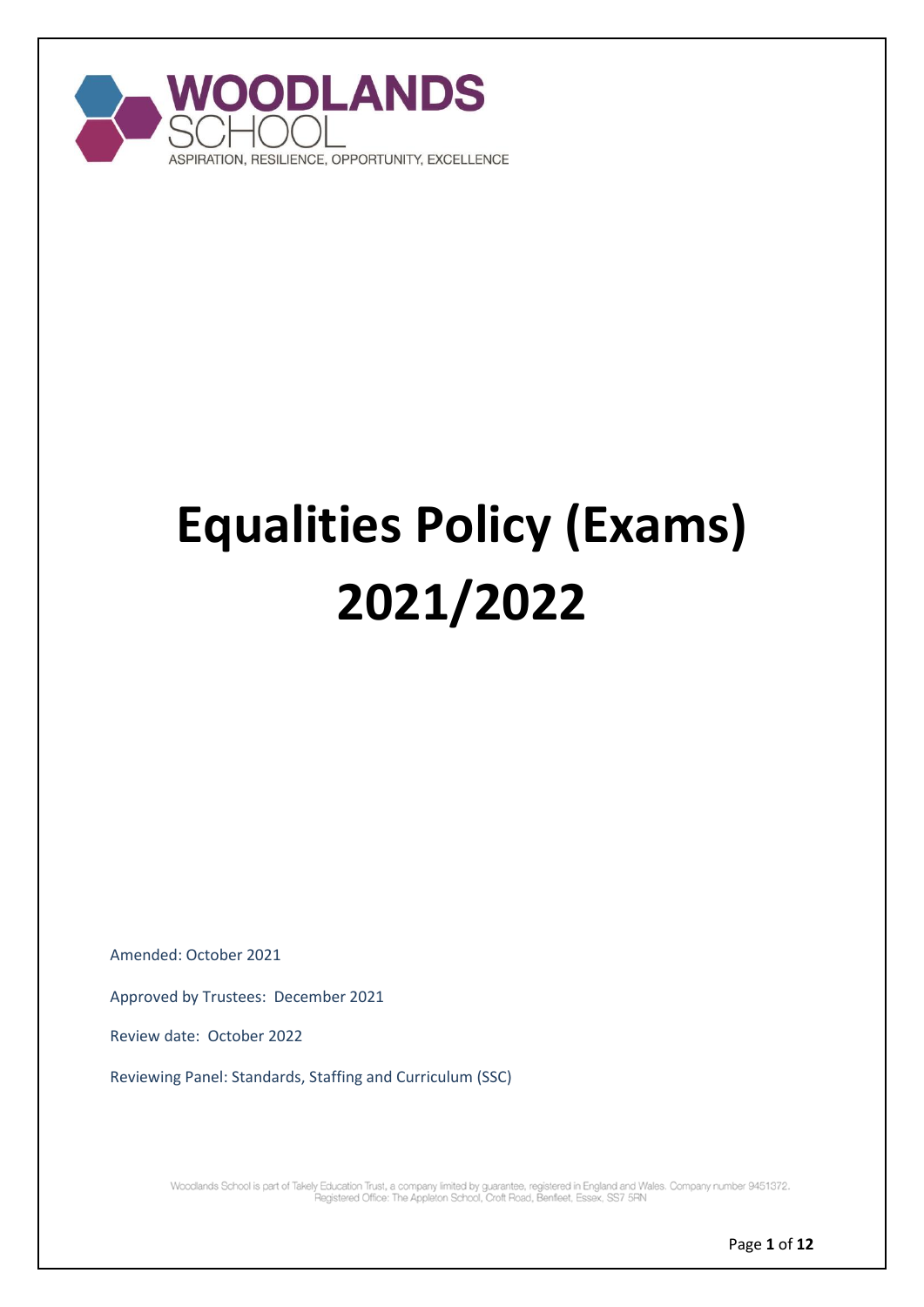WOODLANDS SCHOOL

ASPIRATION, RESILIENCE, OPPORTUNITY, EXCELLENCE

# Equalities Policy (Exams) 2021/2022

Amended: October 2021

Approved by Trustees: December 2021

Review date: October 2022

Reviewing Panel: Standards, Staffing and Curriculum (SSC)

Woodlands School is part of Takely Education Trust, a company limited by guarantee, registered in England and Wales. Company number 9451372. Registered Office: The Appleton School, Croft Road, Benfleet, Essex, SS7 5RN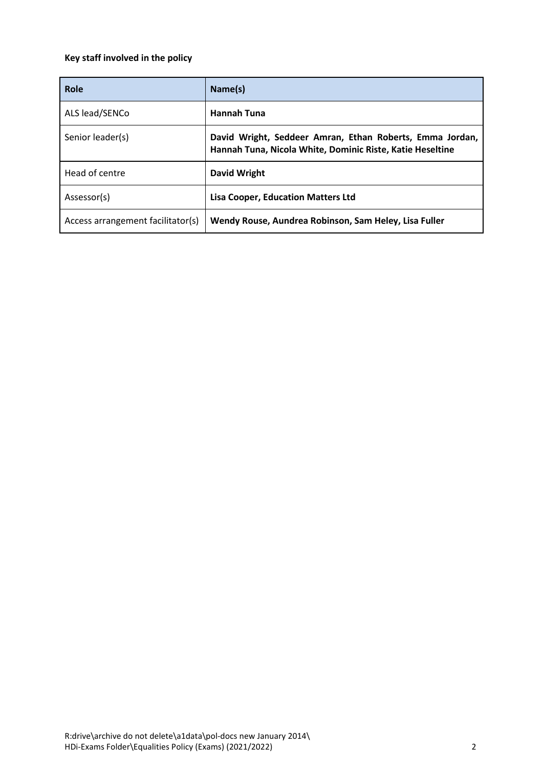**Key staff involved in the policy**

| Role | Name(s) |
| --- | --- |
| ALS lead/SENCo | **Hannah Tuna** |
| Senior leader(s) | **David Wright, Seddeer Amran, Ethan Roberts, Emma Jordan, Hannah Tuna, Nicola White, Dominic Riste, Katie Heseltine** |
| Head of centre | **David Wright** |
| Assessor(s) | **Lisa Cooper, Education Matters Ltd** |
| Access arrangement facilitator(s) | **Wendy Rouse, Aundrea Robinson, Sam Heley, Lisa Fuller** |

R:drive\archive do not delete\a1data\pol-docs new January 2014\
HDi-Exams Folder\Equalities Policy (Exams) (2021/2022)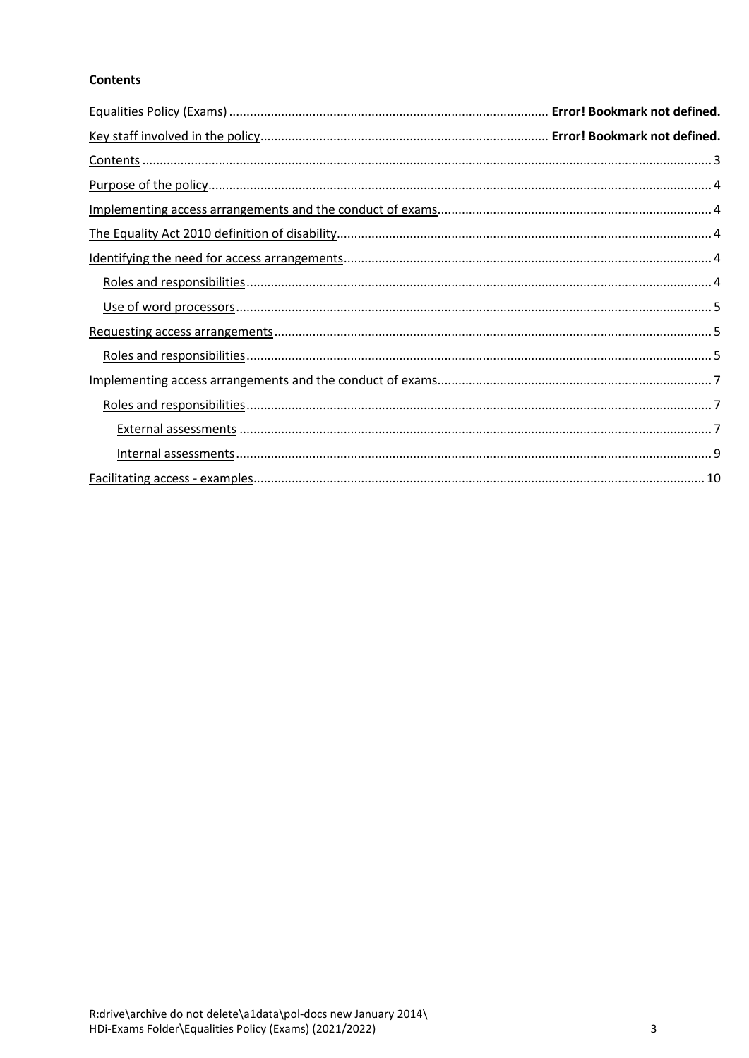**Contents**

Equalities Policy (Exams) .......................................................................................... **Error! Bookmark not defined.**

Key staff involved in the policy................................................................................ **Error! Bookmark not defined.**

Contents ................................................................................................................................................. 3

Purpose of the policy............................................................................................................................... 4

Implementing access arrangements and the conduct of exams.............................................................................. 4

The Equality Act 2010 definition of disability........................................................................................... 4

Identifying the need for access arrangements......................................................................................... 4

- Roles and responsibilities.................................................................................................................... 4
- Use of word processors....................................................................................................................... 5

Requesting access arrangements............................................................................................................ 5

- Roles and responsibilities.................................................................................................................... 5

Implementing access arrangements and the conduct of exams.............................................................................. 7

- Roles and responsibilities.................................................................................................................... 7
  - External assessments ..................................................................................................................... 7
  - Internal assessments....................................................................................................................... 9

Facilitating access - examples................................................................................................................ 10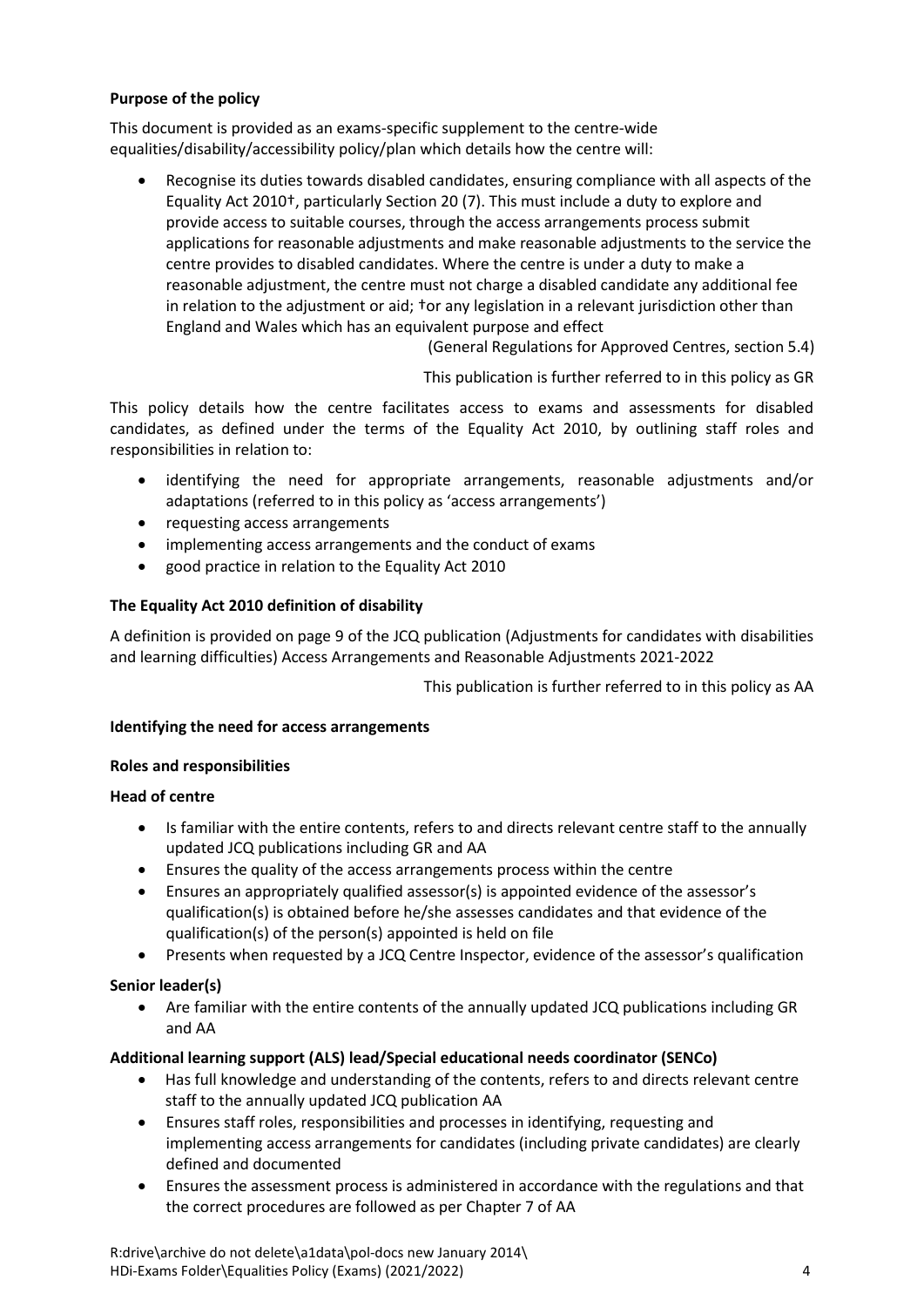**Purpose of the policy**

This document is provided as an exams-specific supplement to the centre-wide equalities/disability/accessibility policy/plan which details how the centre will:

- Recognise its duties towards disabled candidates, ensuring compliance with all aspects of the Equality Act 2010†, particularly Section 20 (7). This must include a duty to explore and provide access to suitable courses, through the access arrangements process submit applications for reasonable adjustments and make reasonable adjustments to the service the centre provides to disabled candidates. Where the centre is under a duty to make a reasonable adjustment, the centre must not charge a disabled candidate any additional fee in relation to the adjustment or aid; †or any legislation in a relevant jurisdiction other than England and Wales which has an equivalent purpose and effect

(General Regulations for Approved Centres, section 5.4)

This publication is further referred to in this policy as GR

This policy details how the centre facilitates access to exams and assessments for disabled candidates, as defined under the terms of the Equality Act 2010, by outlining staff roles and responsibilities in relation to:

- identifying the need for appropriate arrangements, reasonable adjustments and/or adaptations (referred to in this policy as 'access arrangements')
- requesting access arrangements
- implementing access arrangements and the conduct of exams
- good practice in relation to the Equality Act 2010

**The Equality Act 2010 definition of disability**

A definition is provided on page 9 of the JCQ publication (Adjustments for candidates with disabilities and learning difficulties) Access Arrangements and Reasonable Adjustments 2021-2022

This publication is further referred to in this policy as AA

**Identifying the need for access arrangements**

**Roles and responsibilities**

**Head of centre**

- Is familiar with the entire contents, refers to and directs relevant centre staff to the annually updated JCQ publications including GR and AA
- Ensures the quality of the access arrangements process within the centre
- Ensures an appropriately qualified assessor(s) is appointed evidence of the assessor's qualification(s) is obtained before he/she assesses candidates and that evidence of the qualification(s) of the person(s) appointed is held on file
- Presents when requested by a JCQ Centre Inspector, evidence of the assessor's qualification

**Senior leader(s)**

- Are familiar with the entire contents of the annually updated JCQ publications including GR and AA

**Additional learning support (ALS) lead/Special educational needs coordinator (SENCo)**

- Has full knowledge and understanding of the contents, refers to and directs relevant centre staff to the annually updated JCQ publication AA
- Ensures staff roles, responsibilities and processes in identifying, requesting and implementing access arrangements for candidates (including private candidates) are clearly defined and documented
- Ensures the assessment process is administered in accordance with the regulations and that the correct procedures are followed as per Chapter 7 of AA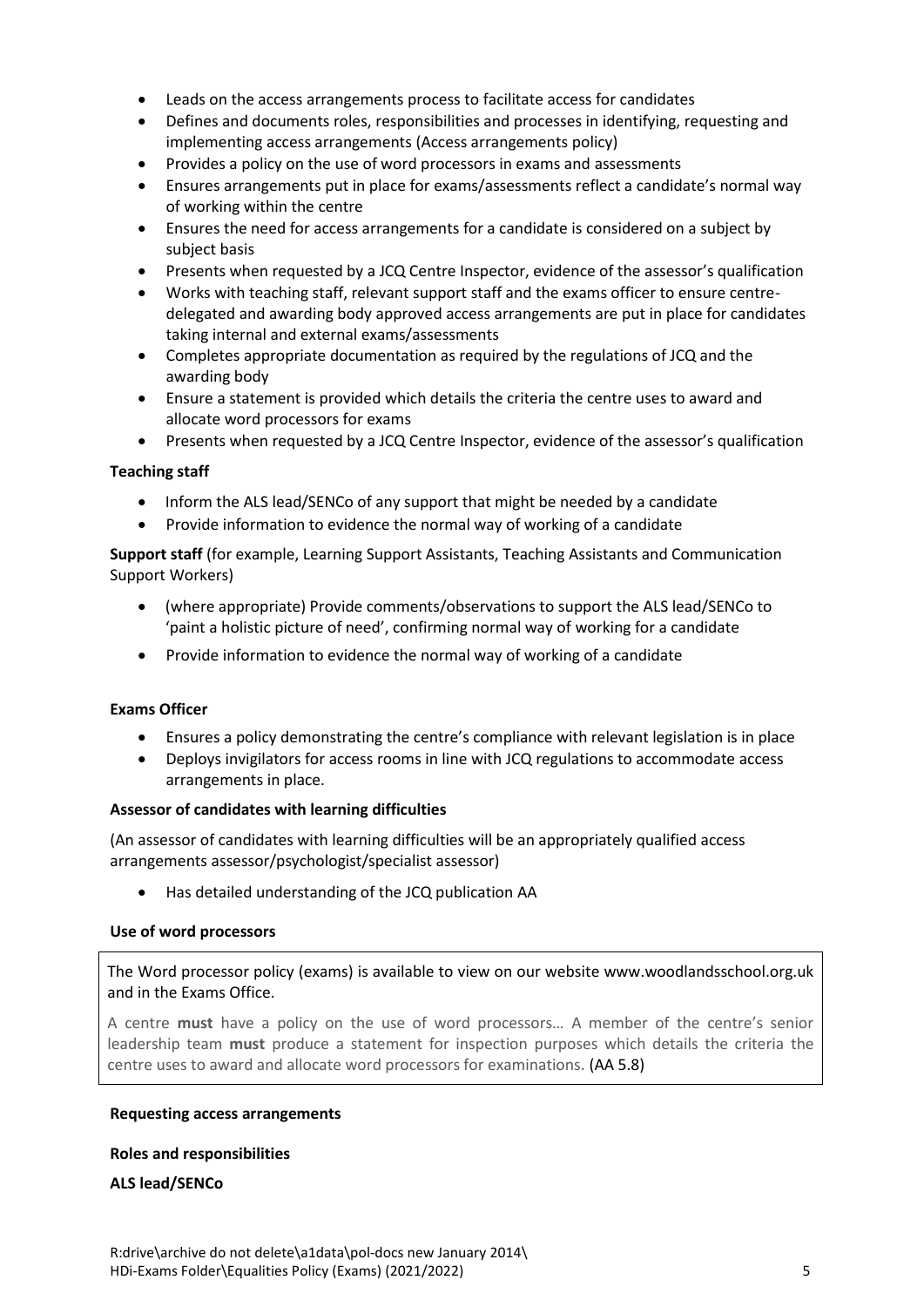- Leads on the access arrangements process to facilitate access for candidates
- Defines and documents roles, responsibilities and processes in identifying, requesting and implementing access arrangements (Access arrangements policy)
- Provides a policy on the use of word processors in exams and assessments
- Ensures arrangements put in place for exams/assessments reflect a candidate's normal way of working within the centre
- Ensures the need for access arrangements for a candidate is considered on a subject by subject basis
- Presents when requested by a JCQ Centre Inspector, evidence of the assessor's qualification
- Works with teaching staff, relevant support staff and the exams officer to ensure centre-delegated and awarding body approved access arrangements are put in place for candidates taking internal and external exams/assessments
- Completes appropriate documentation as required by the regulations of JCQ and the awarding body
- Ensure a statement is provided which details the criteria the centre uses to award and allocate word processors for exams
- Presents when requested by a JCQ Centre Inspector, evidence of the assessor's qualification

**Teaching staff**

- Inform the ALS lead/SENCo of any support that might be needed by a candidate
- Provide information to evidence the normal way of working of a candidate

**Support staff** (for example, Learning Support Assistants, Teaching Assistants and Communication Support Workers)

- (where appropriate) Provide comments/observations to support the ALS lead/SENCo to 'paint a holistic picture of need', confirming normal way of working for a candidate
- Provide information to evidence the normal way of working of a candidate

**Exams Officer**

- Ensures a policy demonstrating the centre's compliance with relevant legislation is in place
- Deploys invigilators for access rooms in line with JCQ regulations to accommodate access arrangements in place.

**Assessor of candidates with learning difficulties**

(An assessor of candidates with learning difficulties will be an appropriately qualified access arrangements assessor/psychologist/specialist assessor)

- Has detailed understanding of the JCQ publication AA

**Use of word processors**

The Word processor policy (exams) is available to view on our website www.woodlandsschool.org.uk and in the Exams Office.

A centre **must** have a policy on the use of word processors… A member of the centre's senior leadership team **must** produce a statement for inspection purposes which details the criteria the centre uses to award and allocate word processors for examinations. (AA 5.8)

**Requesting access arrangements**

**Roles and responsibilities**

**ALS lead/SENCo**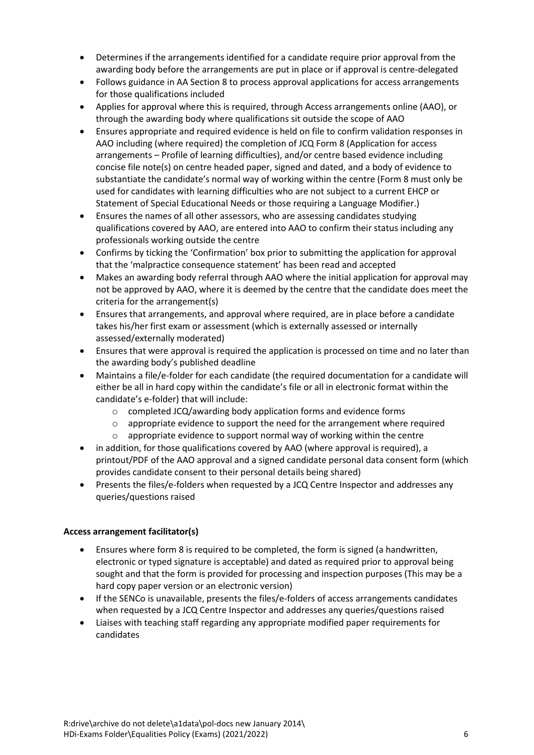- Determines if the arrangements identified for a candidate require prior approval from the awarding body before the arrangements are put in place or if approval is centre-delegated
- Follows guidance in AA Section 8 to process approval applications for access arrangements for those qualifications included
- Applies for approval where this is required, through Access arrangements online (AAO), or through the awarding body where qualifications sit outside the scope of AAO
- Ensures appropriate and required evidence is held on file to confirm validation responses in AAO including (where required) the completion of JCQ Form 8 (Application for access arrangements – Profile of learning difficulties), and/or centre based evidence including concise file note(s) on centre headed paper, signed and dated, and a body of evidence to substantiate the candidate's normal way of working within the centre (Form 8 must only be used for candidates with learning difficulties who are not subject to a current EHCP or Statement of Special Educational Needs or those requiring a Language Modifier.)
- Ensures the names of all other assessors, who are assessing candidates studying qualifications covered by AAO, are entered into AAO to confirm their status including any professionals working outside the centre
- Confirms by ticking the 'Confirmation' box prior to submitting the application for approval that the 'malpractice consequence statement' has been read and accepted
- Makes an awarding body referral through AAO where the initial application for approval may not be approved by AAO, where it is deemed by the centre that the candidate does meet the criteria for the arrangement(s)
- Ensures that arrangements, and approval where required, are in place before a candidate takes his/her first exam or assessment (which is externally assessed or internally assessed/externally moderated)
- Ensures that were approval is required the application is processed on time and no later than the awarding body's published deadline
- Maintains a file/e-folder for each candidate (the required documentation for a candidate will either be all in hard copy within the candidate's file or all in electronic format within the candidate's e-folder) that will include:
  - completed JCQ/awarding body application forms and evidence forms
  - appropriate evidence to support the need for the arrangement where required
  - appropriate evidence to support normal way of working within the centre
- in addition, for those qualifications covered by AAO (where approval is required), a printout/PDF of the AAO approval and a signed candidate personal data consent form (which provides candidate consent to their personal details being shared)
- Presents the files/e-folders when requested by a JCQ Centre Inspector and addresses any queries/questions raised

**Access arrangement facilitator(s)**

- Ensures where form 8 is required to be completed, the form is signed (a handwritten, electronic or typed signature is acceptable) and dated as required prior to approval being sought and that the form is provided for processing and inspection purposes (This may be a hard copy paper version or an electronic version)
- If the SENCo is unavailable, presents the files/e-folders of access arrangements candidates when requested by a JCQ Centre Inspector and addresses any queries/questions raised
- Liaises with teaching staff regarding any appropriate modified paper requirements for candidates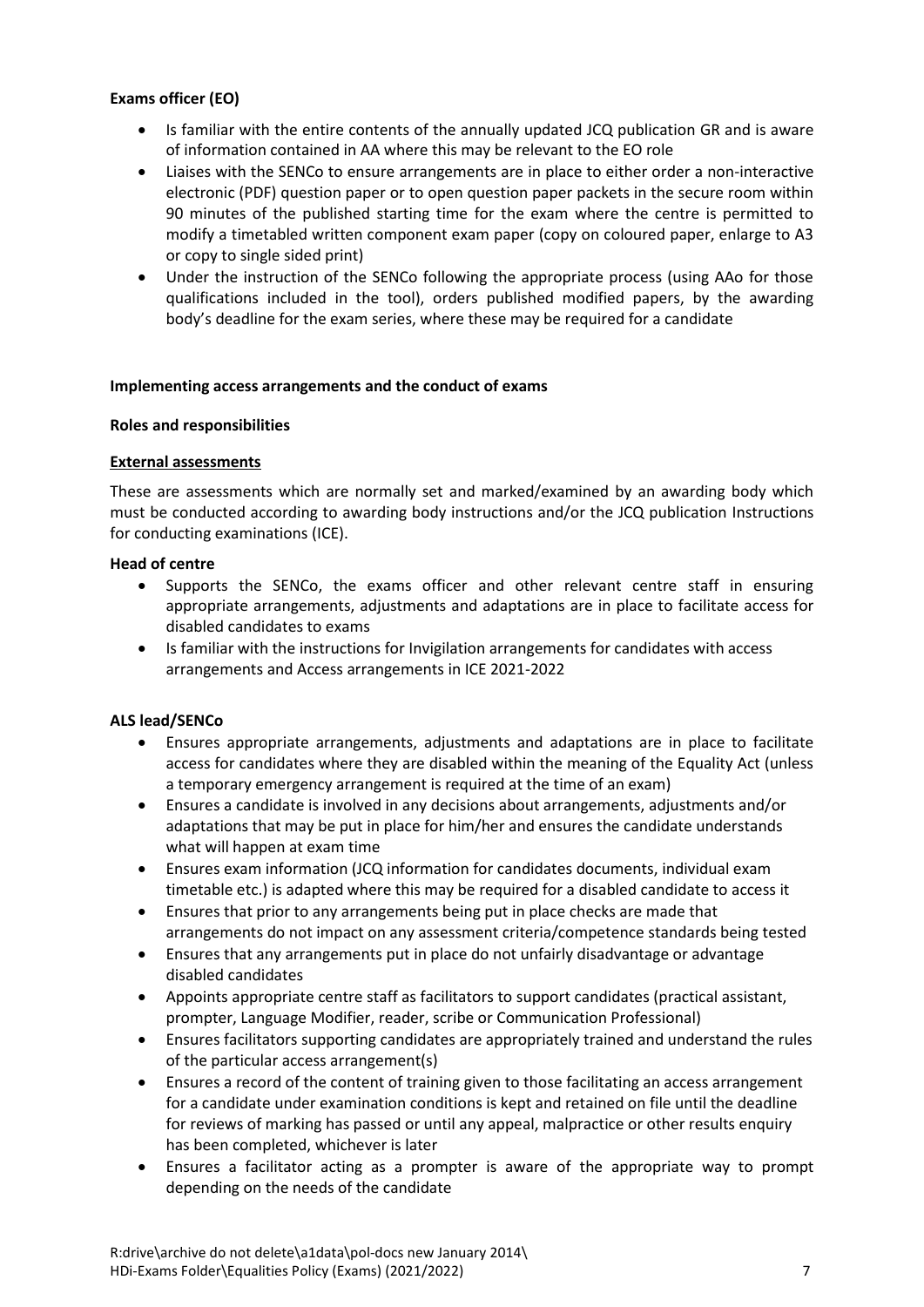**Exams officer (EO)**

- Is familiar with the entire contents of the annually updated JCQ publication GR and is aware of information contained in AA where this may be relevant to the EO role
- Liaises with the SENCo to ensure arrangements are in place to either order a non-interactive electronic (PDF) question paper or to open question paper packets in the secure room within 90 minutes of the published starting time for the exam where the centre is permitted to modify a timetabled written component exam paper (copy on coloured paper, enlarge to A3 or copy to single sided print)
- Under the instruction of the SENCo following the appropriate process (using AAo for those qualifications included in the tool), orders published modified papers, by the awarding body's deadline for the exam series, where these may be required for a candidate

**Implementing access arrangements and the conduct of exams**

**Roles and responsibilities**

**External assessments**

These are assessments which are normally set and marked/examined by an awarding body which must be conducted according to awarding body instructions and/or the JCQ publication Instructions for conducting examinations (ICE).

**Head of centre**

- Supports the SENCo, the exams officer and other relevant centre staff in ensuring appropriate arrangements, adjustments and adaptations are in place to facilitate access for disabled candidates to exams
- Is familiar with the instructions for Invigilation arrangements for candidates with access arrangements and Access arrangements in ICE 2021-2022

**ALS lead/SENCo**

- Ensures appropriate arrangements, adjustments and adaptations are in place to facilitate access for candidates where they are disabled within the meaning of the Equality Act (unless a temporary emergency arrangement is required at the time of an exam)
- Ensures a candidate is involved in any decisions about arrangements, adjustments and/or adaptations that may be put in place for him/her and ensures the candidate understands what will happen at exam time
- Ensures exam information (JCQ information for candidates documents, individual exam timetable etc.) is adapted where this may be required for a disabled candidate to access it
- Ensures that prior to any arrangements being put in place checks are made that arrangements do not impact on any assessment criteria/competence standards being tested
- Ensures that any arrangements put in place do not unfairly disadvantage or advantage disabled candidates
- Appoints appropriate centre staff as facilitators to support candidates (practical assistant, prompter, Language Modifier, reader, scribe or Communication Professional)
- Ensures facilitators supporting candidates are appropriately trained and understand the rules of the particular access arrangement(s)
- Ensures a record of the content of training given to those facilitating an access arrangement for a candidate under examination conditions is kept and retained on file until the deadline for reviews of marking has passed or until any appeal, malpractice or other results enquiry has been completed, whichever is later
- Ensures a facilitator acting as a prompter is aware of the appropriate way to prompt depending on the needs of the candidate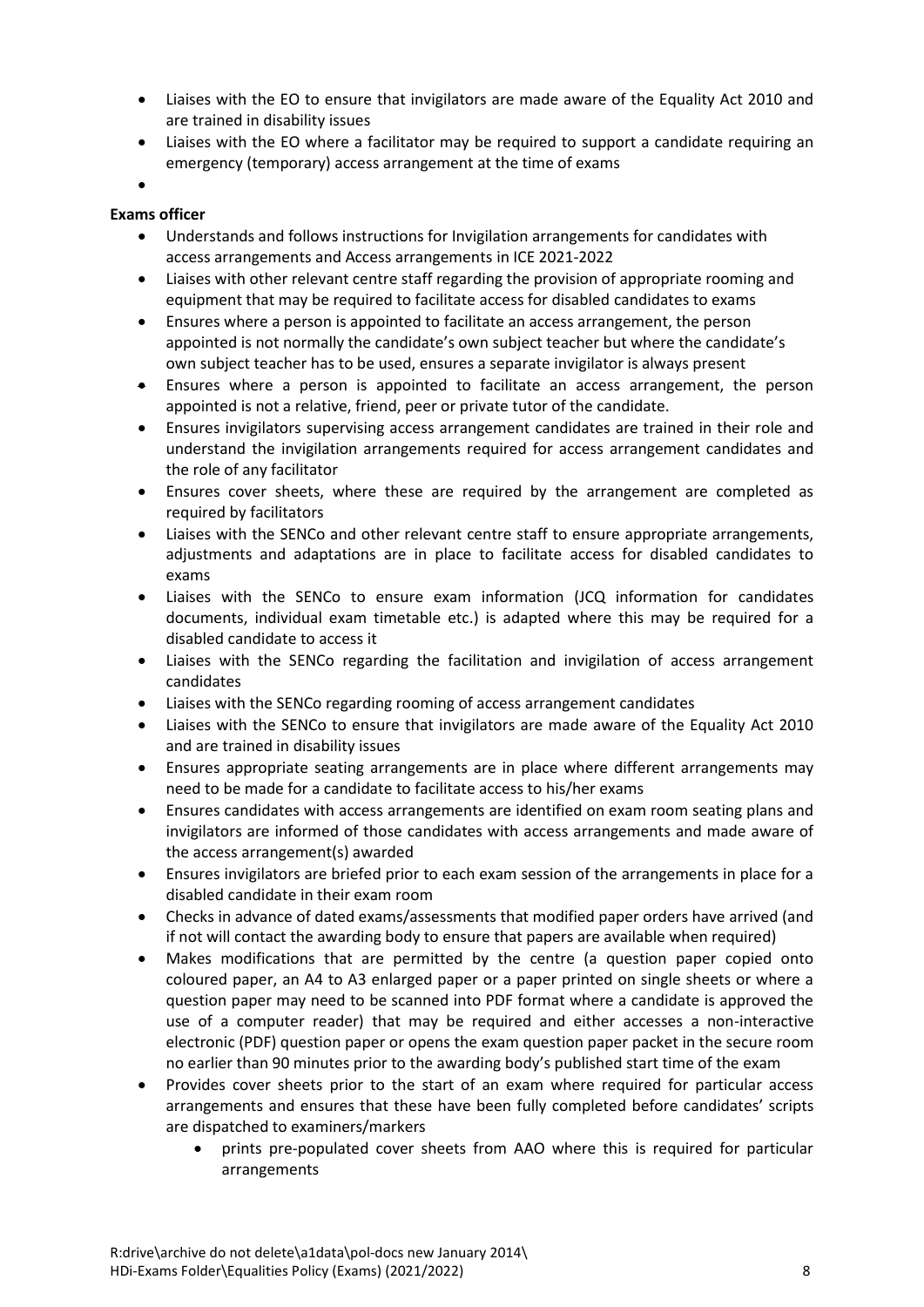- Liaises with the EO to ensure that invigilators are made aware of the Equality Act 2010 and are trained in disability issues
- Liaises with the EO where a facilitator may be required to support a candidate requiring an emergency (temporary) access arrangement at the time of exams

**Exams officer**

- Understands and follows instructions for Invigilation arrangements for candidates with access arrangements and Access arrangements in ICE 2021-2022
- Liaises with other relevant centre staff regarding the provision of appropriate rooming and equipment that may be required to facilitate access for disabled candidates to exams
- Ensures where a person is appointed to facilitate an access arrangement, the person appointed is not normally the candidate's own subject teacher but where the candidate's own subject teacher has to be used, ensures a separate invigilator is always present
- Ensures where a person is appointed to facilitate an access arrangement, the person appointed is not a relative, friend, peer or private tutor of the candidate.
- Ensures invigilators supervising access arrangement candidates are trained in their role and understand the invigilation arrangements required for access arrangement candidates and the role of any facilitator
- Ensures cover sheets, where these are required by the arrangement are completed as required by facilitators
- Liaises with the SENCo and other relevant centre staff to ensure appropriate arrangements, adjustments and adaptations are in place to facilitate access for disabled candidates to exams
- Liaises with the SENCo to ensure exam information (JCQ information for candidates documents, individual exam timetable etc.) is adapted where this may be required for a disabled candidate to access it
- Liaises with the SENCo regarding the facilitation and invigilation of access arrangement candidates
- Liaises with the SENCo regarding rooming of access arrangement candidates
- Liaises with the SENCo to ensure that invigilators are made aware of the Equality Act 2010 and are trained in disability issues
- Ensures appropriate seating arrangements are in place where different arrangements may need to be made for a candidate to facilitate access to his/her exams
- Ensures candidates with access arrangements are identified on exam room seating plans and invigilators are informed of those candidates with access arrangements and made aware of the access arrangement(s) awarded
- Ensures invigilators are briefed prior to each exam session of the arrangements in place for a disabled candidate in their exam room
- Checks in advance of dated exams/assessments that modified paper orders have arrived (and if not will contact the awarding body to ensure that papers are available when required)
- Makes modifications that are permitted by the centre (a question paper copied onto coloured paper, an A4 to A3 enlarged paper or a paper printed on single sheets or where a question paper may need to be scanned into PDF format where a candidate is approved the use of a computer reader) that may be required and either accesses a non-interactive electronic (PDF) question paper or opens the exam question paper packet in the secure room no earlier than 90 minutes prior to the awarding body's published start time of the exam
- Provides cover sheets prior to the start of an exam where required for particular access arrangements and ensures that these have been fully completed before candidates' scripts are dispatched to examiners/markers
  - prints pre-populated cover sheets from AAO where this is required for particular arrangements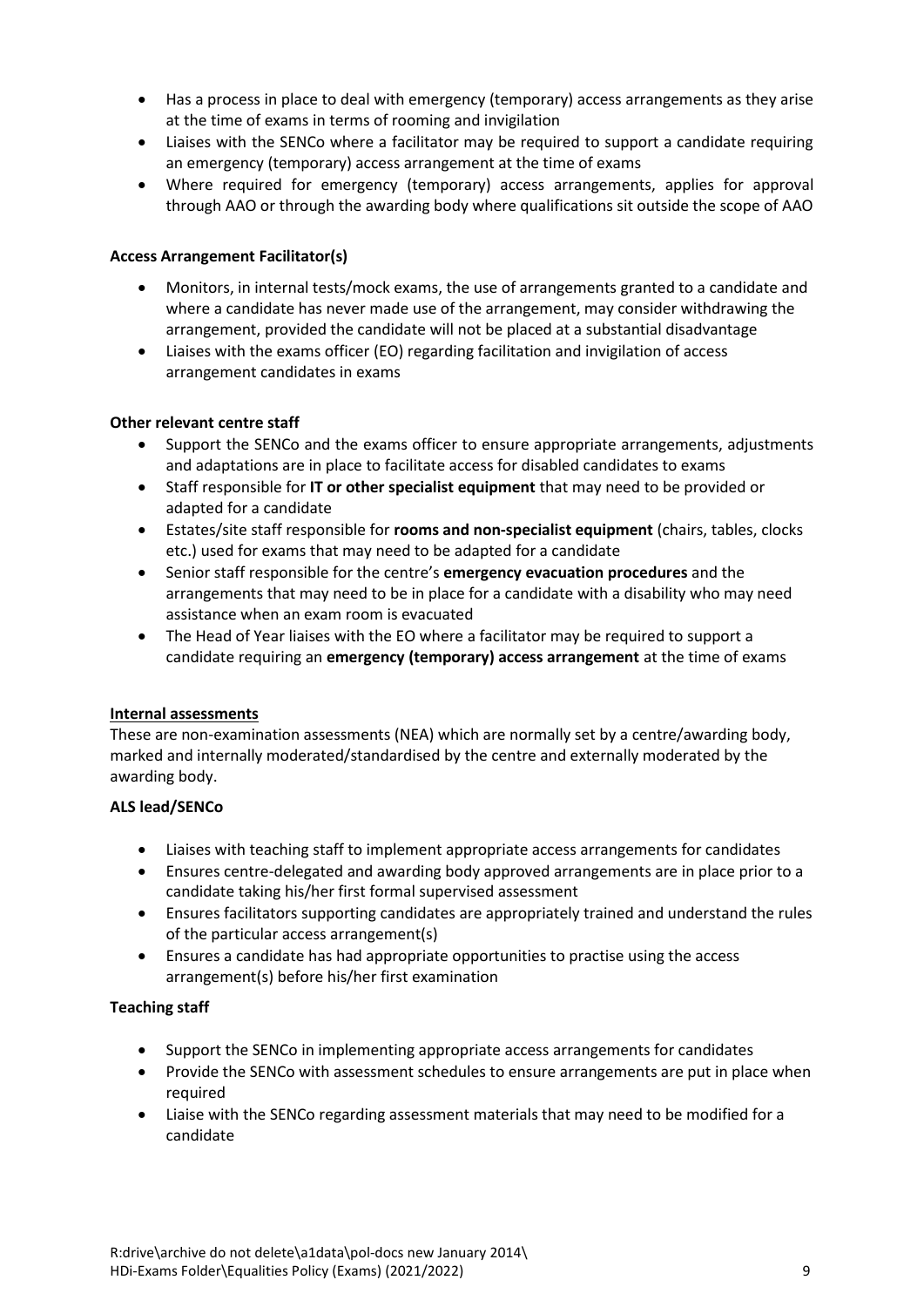- Has a process in place to deal with emergency (temporary) access arrangements as they arise at the time of exams in terms of rooming and invigilation
- Liaises with the SENCo where a facilitator may be required to support a candidate requiring an emergency (temporary) access arrangement at the time of exams
- Where required for emergency (temporary) access arrangements, applies for approval through AAO or through the awarding body where qualifications sit outside the scope of AAO

**Access Arrangement Facilitator(s)**

- Monitors, in internal tests/mock exams, the use of arrangements granted to a candidate and where a candidate has never made use of the arrangement, may consider withdrawing the arrangement, provided the candidate will not be placed at a substantial disadvantage
- Liaises with the exams officer (EO) regarding facilitation and invigilation of access arrangement candidates in exams

**Other relevant centre staff**

- Support the SENCo and the exams officer to ensure appropriate arrangements, adjustments and adaptations are in place to facilitate access for disabled candidates to exams
- Staff responsible for **IT or other specialist equipment** that may need to be provided or adapted for a candidate
- Estates/site staff responsible for **rooms and non-specialist equipment** (chairs, tables, clocks etc.) used for exams that may need to be adapted for a candidate
- Senior staff responsible for the centre's **emergency evacuation procedures** and the arrangements that may need to be in place for a candidate with a disability who may need assistance when an exam room is evacuated
- The Head of Year liaises with the EO where a facilitator may be required to support a candidate requiring an **emergency (temporary) access arrangement** at the time of exams

**Internal assessments**

These are non-examination assessments (NEA) which are normally set by a centre/awarding body, marked and internally moderated/standardised by the centre and externally moderated by the awarding body.

**ALS lead/SENCo**

- Liaises with teaching staff to implement appropriate access arrangements for candidates
- Ensures centre-delegated and awarding body approved arrangements are in place prior to a candidate taking his/her first formal supervised assessment
- Ensures facilitators supporting candidates are appropriately trained and understand the rules of the particular access arrangement(s)
- Ensures a candidate has had appropriate opportunities to practise using the access arrangement(s) before his/her first examination

**Teaching staff**

- Support the SENCo in implementing appropriate access arrangements for candidates
- Provide the SENCo with assessment schedules to ensure arrangements are put in place when required
- Liaise with the SENCo regarding assessment materials that may need to be modified for a candidate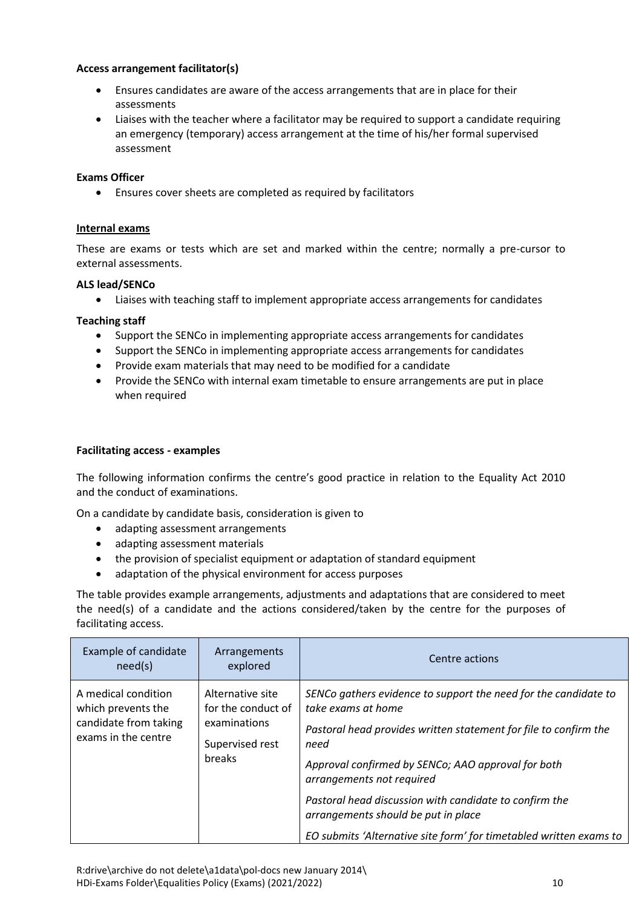**Access arrangement facilitator(s)**

- Ensures candidates are aware of the access arrangements that are in place for their assessments
- Liaises with the teacher where a facilitator may be required to support a candidate requiring an emergency (temporary) access arrangement at the time of his/her formal supervised assessment

**Exams Officer**

- Ensures cover sheets are completed as required by facilitators

**Internal exams**

These are exams or tests which are set and marked within the centre; normally a pre-cursor to external assessments.

**ALS lead/SENCo**

- Liaises with teaching staff to implement appropriate access arrangements for candidates

**Teaching staff**

- Support the SENCo in implementing appropriate access arrangements for candidates
- Support the SENCo in implementing appropriate access arrangements for candidates
- Provide exam materials that may need to be modified for a candidate
- Provide the SENCo with internal exam timetable to ensure arrangements are put in place when required

**Facilitating access - examples**

The following information confirms the centre's good practice in relation to the Equality Act 2010 and the conduct of examinations.

On a candidate by candidate basis, consideration is given to

- adapting assessment arrangements
- adapting assessment materials
- the provision of specialist equipment or adaptation of standard equipment
- adaptation of the physical environment for access purposes

The table provides example arrangements, adjustments and adaptations that are considered to meet the need(s) of a candidate and the actions considered/taken by the centre for the purposes of facilitating access.

| Example of candidate need(s) | Arrangements explored | Centre actions |
|---|---|---|
| A medical condition which prevents the candidate from taking exams in the centre | Alternative site for the conduct of examinations<br><br>Supervised rest breaks | *SENCo gathers evidence to support the need for the candidate to take exams at home*<br><br>*Pastoral head provides written statement for file to confirm the need*<br><br>*Approval confirmed by SENCo; AAO approval for both arrangements not required*<br><br>*Pastoral head discussion with candidate to confirm the arrangements should be put in place*<br><br>*EO submits 'Alternative site form' for timetabled written exams to* |

R:drive\archive do not delete\a1data\pol-docs new January 2014\
HDi-Exams Folder\Equalities Policy (Exams) (2021/2022)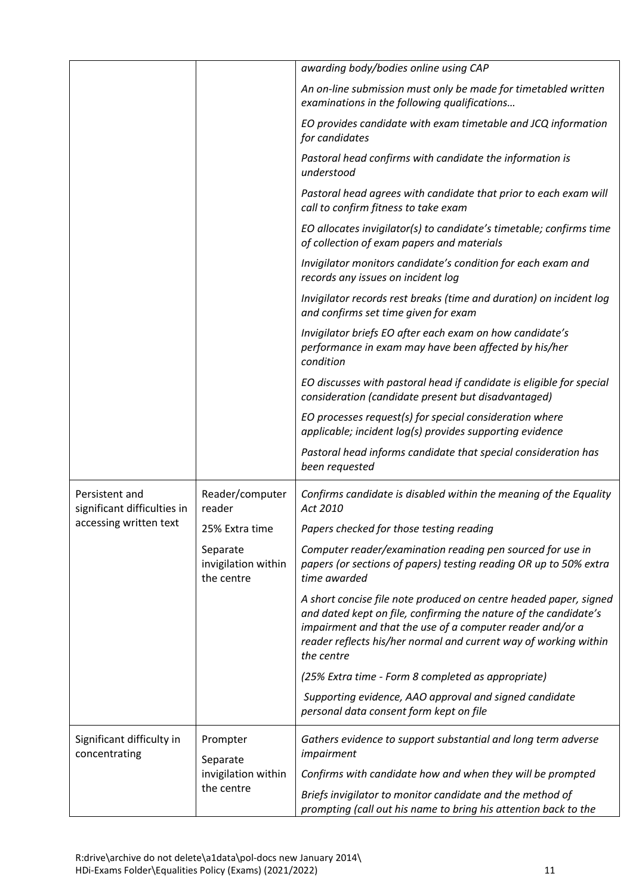| | | |
|---|---|---|
| | | *awarding body/bodies online using CAP*<br>*An on-line submission must only be made for timetabled written examinations in the following qualifications…*<br>*EO provides candidate with exam timetable and JCQ information for candidates*<br>*Pastoral head confirms with candidate the information is understood*<br>*Pastoral head agrees with candidate that prior to each exam will call to confirm fitness to take exam*<br>*EO allocates invigilator(s) to candidate's timetable; confirms time of collection of exam papers and materials*<br>*Invigilator monitors candidate's condition for each exam and records any issues on incident log*<br>*Invigilator records rest breaks (time and duration) on incident log and confirms set time given for exam*<br>*Invigilator briefs EO after each exam on how candidate's performance in exam may have been affected by his/her condition*<br>*EO discusses with pastoral head if candidate is eligible for special consideration (candidate present but disadvantaged)*<br>*EO processes request(s) for special consideration where applicable; incident log(s) provides supporting evidence*<br>*Pastoral head informs candidate that special consideration has been requested* |
| Persistent and significant difficulties in accessing written text | Reader/computer reader<br>25% Extra time<br>Separate invigilation within the centre | *Confirms candidate is disabled within the meaning of the Equality Act 2010*<br>*Papers checked for those testing reading*<br>*Computer reader/examination reading pen sourced for use in papers (or sections of papers) testing reading OR up to 50% extra time awarded*<br>*A short concise file note produced on centre headed paper, signed and dated kept on file, confirming the nature of the candidate's impairment and that the use of a computer reader and/or a reader reflects his/her normal and current way of working within the centre*<br>*(25% Extra time - Form 8 completed as appropriate)*<br>*Supporting evidence, AAO approval and signed candidate personal data consent form kept on file* |
| Significant difficulty in concentrating | Prompter<br>Separate invigilation within the centre | *Gathers evidence to support substantial and long term adverse impairment*<br>*Confirms with candidate how and when they will be prompted*<br>*Briefs invigilator to monitor candidate and the method of prompting (call out his name to bring his attention back to the* |

R:drive\archive do not delete\a1data\pol-docs new January 2014\
HDi-Exams Folder\Equalities Policy (Exams) (2021/2022)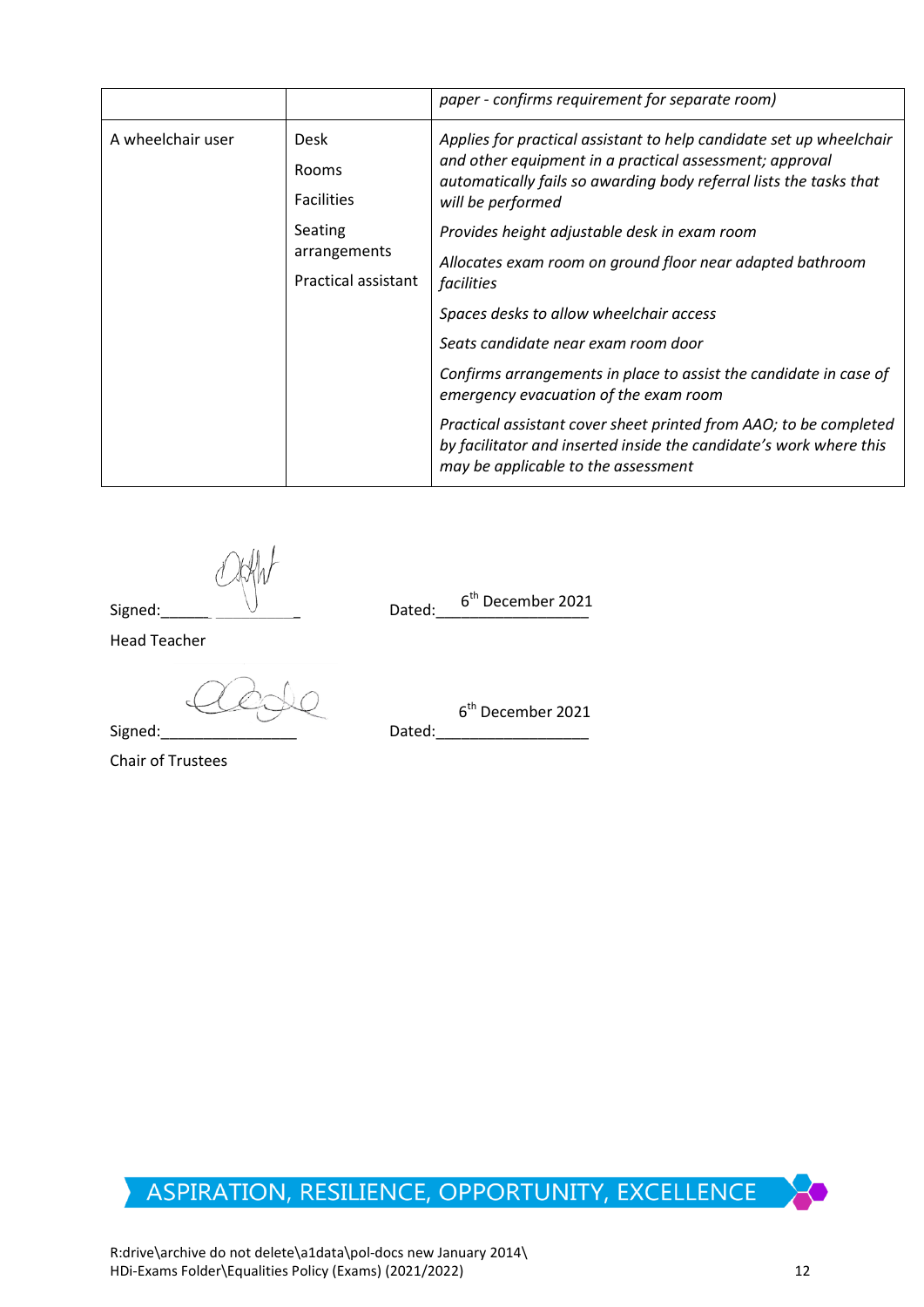| | | |
|---|---|---|
| | | *paper - confirms requirement for separate room)* |
| A wheelchair user | Desk<br>Rooms<br>Facilities<br>Seating arrangements<br>Practical assistant | *Applies for practical assistant to help candidate set up wheelchair and other equipment in a practical assessment; approval automatically fails so awarding body referral lists the tasks that will be performed*<br>*Provides height adjustable desk in exam room*<br>*Allocates exam room on ground floor near adapted bathroom facilities*<br>*Spaces desks to allow wheelchair access*<br>*Seats candidate near exam room door*<br>*Confirms arrangements in place to assist the candidate in case of emergency evacuation of the exam room*<br>*Practical assistant cover sheet printed from AAO; to be completed by facilitator and inserted inside the candidate's work where this may be applicable to the assessment* |

Signed:_______________ Dated: 6th December 2021

Head Teacher

Signed:_______________ Dated: 6th December 2021

Chair of Trustees

ASPIRATION, RESILIENCE, OPPORTUNITY, EXCELLENCE

R:drive\archive do not delete\a1data\pol-docs new January 2014\
HDi-Exams Folder\Equalities Policy (Exams) (2021/2022)